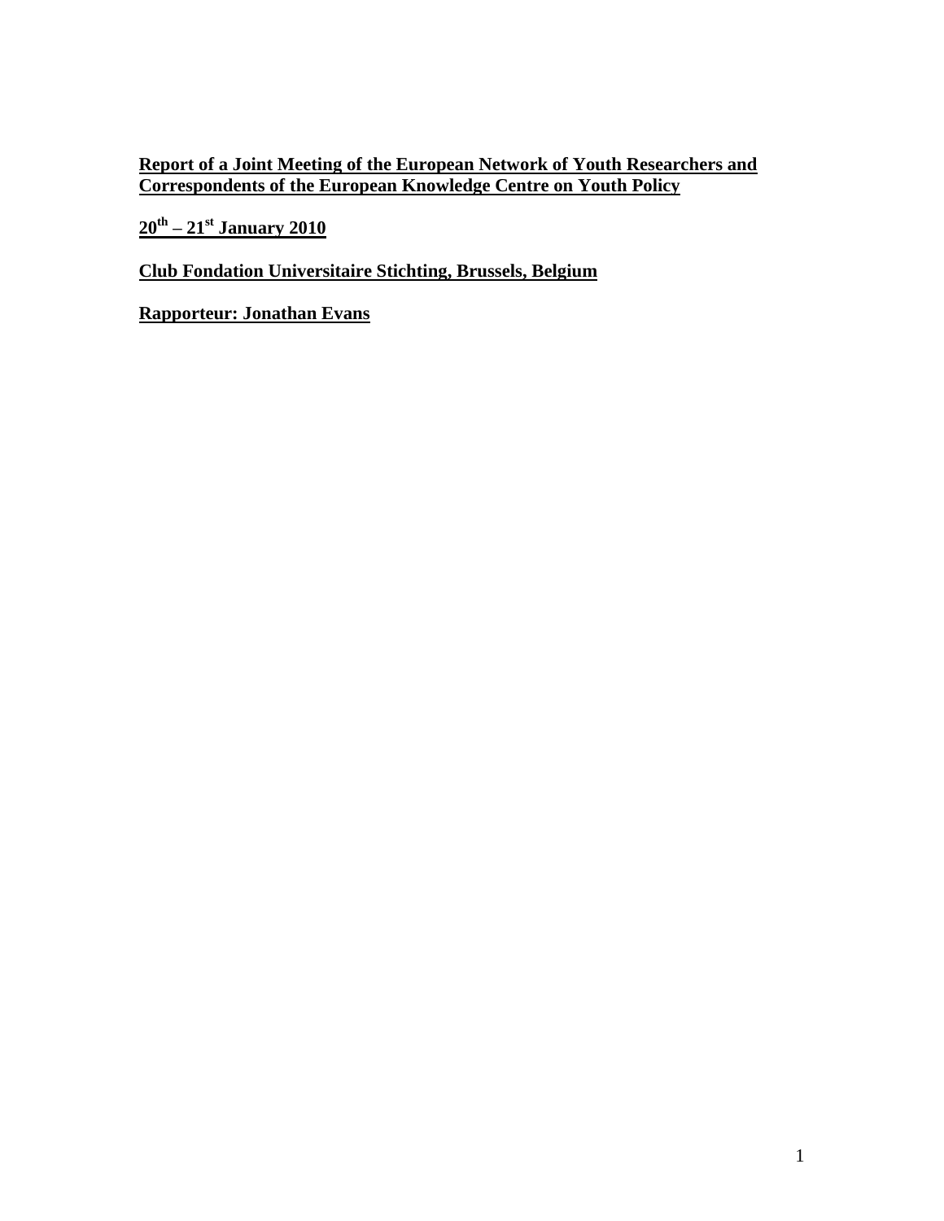**Report of a Joint Meeting of the European Network of Youth Researchers and Correspondents of the European Knowledge Centre on Youth Policy**

**20th – 21st January 2010**

**Club Fondation Universitaire Stichting, Brussels, Belgium**

**Rapporteur: Jonathan Evans**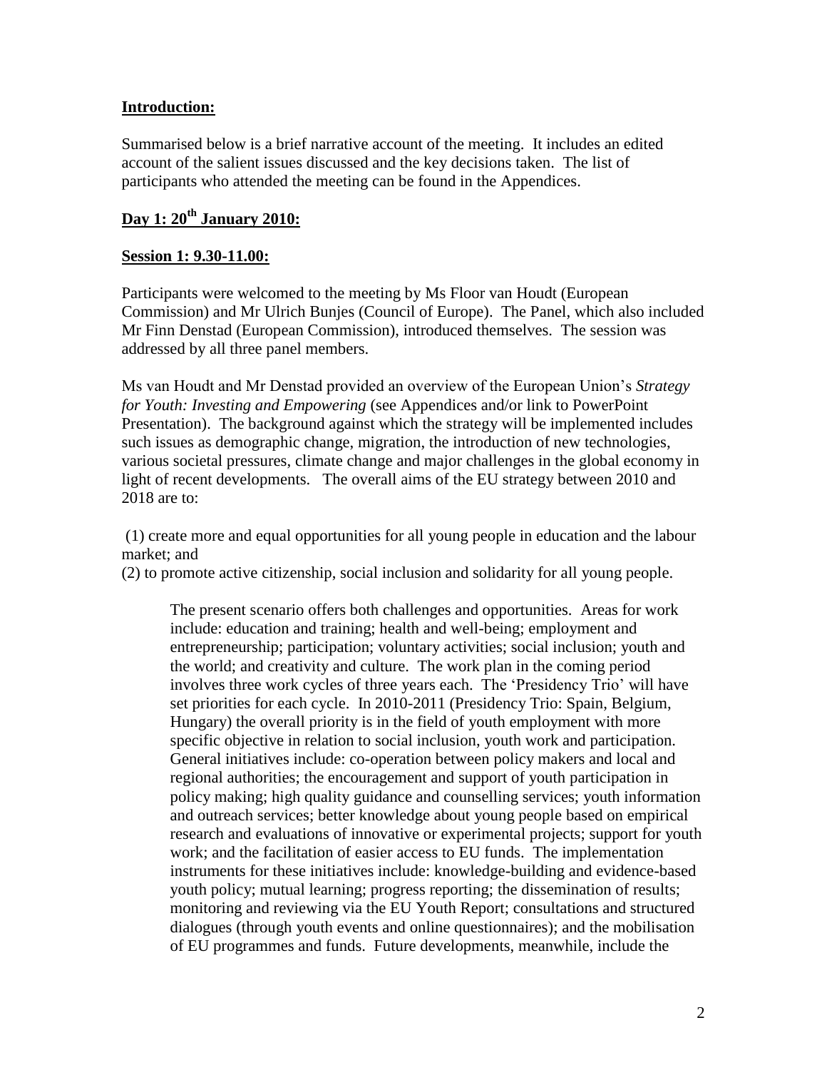## Introduction:

Summarised below is a brief narrative account of the meeting. It includes an edited account of the salient issues discussed and the key decisions taken. The list of participants who attended the meeting can be found in the Appendices.

## Day 1: 20th January 2010:

### Session 1: 9.30-11.00:

Participants were welcomed to the meeting by Ms Floor van Houdt (European Commission) and Mr Ulrich Bunjes (Council of Europe). The Panel, which also included Mr Finn Denstad (European Commission), introduced themselves. The session was addressed by all three panel members.

Ms van Houdt and Mr Denstad provided an overview of the European Union's *Strategy for Youth: Investing and Empowering* (see Appendices and/or link to PowerPoint Presentation). The background against which the strategy will be implemented includes such issues as demographic change, migration, the introduction of new technologies, various societal pressures, climate change and major challenges in the global economy in light of recent developments. The overall aims of the EU strategy between 2010 and 2018 are to:

(1) create more and equal opportunities for all young people in education and the labour market; and

(2) to promote active citizenship, social inclusion and solidarity for all young people.

> The present scenario offers both challenges and opportunities. Areas for work include: education and training; health and well-being; employment and entrepreneurship; participation; voluntary activities; social inclusion; youth and the world; and creativity and culture. The work plan in the coming period involves three work cycles of three years each. The 'Presidency Trio' will have set priorities for each cycle. In 2010-2011 (Presidency Trio: Spain, Belgium, Hungary) the overall priority is in the field of youth employment with more specific objective in relation to social inclusion, youth work and participation. General initiatives include: co-operation between policy makers and local and regional authorities; the encouragement and support of youth participation in policy making; high quality guidance and counselling services; youth information and outreach services; better knowledge about young people based on empirical research and evaluations of innovative or experimental projects; support for youth work; and the facilitation of easier access to EU funds. The implementation instruments for these initiatives include: knowledge-building and evidence-based youth policy; mutual learning; progress reporting; the dissemination of results; monitoring and reviewing via the EU Youth Report; consultations and structured dialogues (through youth events and online questionnaires); and the mobilisation of EU programmes and funds. Future developments, meanwhile, include the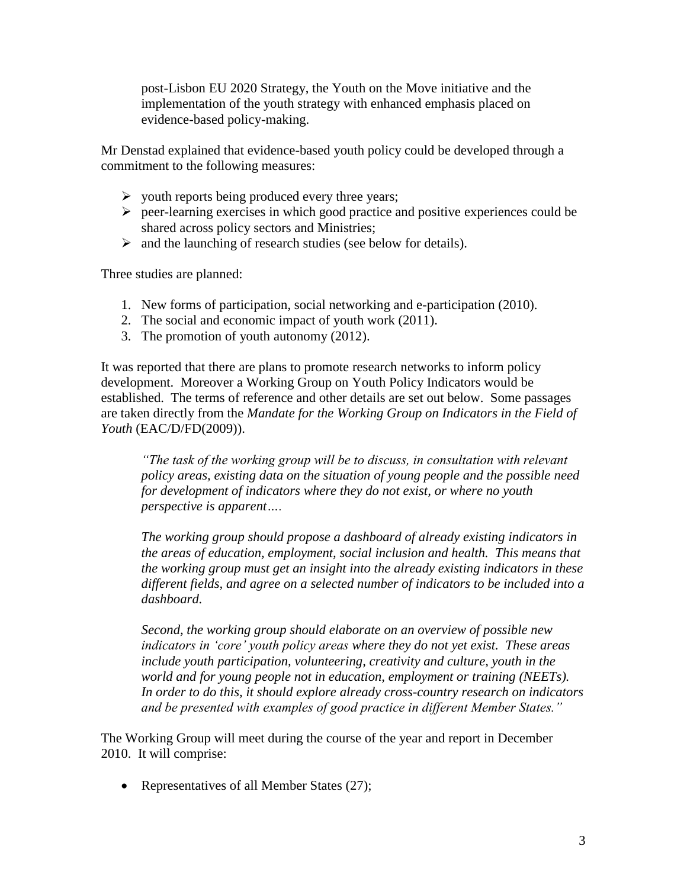post-Lisbon EU 2020 Strategy, the Youth on the Move initiative and the implementation of the youth strategy with enhanced emphasis placed on evidence-based policy-making.

Mr Denstad explained that evidence-based youth policy could be developed through a commitment to the following measures:

- youth reports being produced every three years;
- peer-learning exercises in which good practice and positive experiences could be shared across policy sectors and Ministries;
- and the launching of research studies (see below for details).

Three studies are planned:

1. New forms of participation, social networking and e-participation (2010).
2. The social and economic impact of youth work (2011).
3. The promotion of youth autonomy (2012).

It was reported that there are plans to promote research networks to inform policy development. Moreover a Working Group on Youth Policy Indicators would be established. The terms of reference and other details are set out below. Some passages are taken directly from the *Mandate for the Working Group on Indicators in the Field of Youth* (EAC/D/FD(2009)).

> *"The task of the working group will be to discuss, in consultation with relevant policy areas, existing data on the situation of young people and the possible need for development of indicators where they do not exist, or where no youth perspective is apparent….*
>
> *The working group should propose a dashboard of already existing indicators in the areas of education, employment, social inclusion and health. This means that the working group must get an insight into the already existing indicators in these different fields, and agree on a selected number of indicators to be included into a dashboard.*
>
> *Second, the working group should elaborate on an overview of possible new indicators in 'core' youth policy areas where they do not yet exist. These areas include youth participation, volunteering, creativity and culture, youth in the world and for young people not in education, employment or training (NEETs). In order to do this, it should explore already cross-country research on indicators and be presented with examples of good practice in different Member States."*

The Working Group will meet during the course of the year and report in December 2010. It will comprise:

- Representatives of all Member States (27);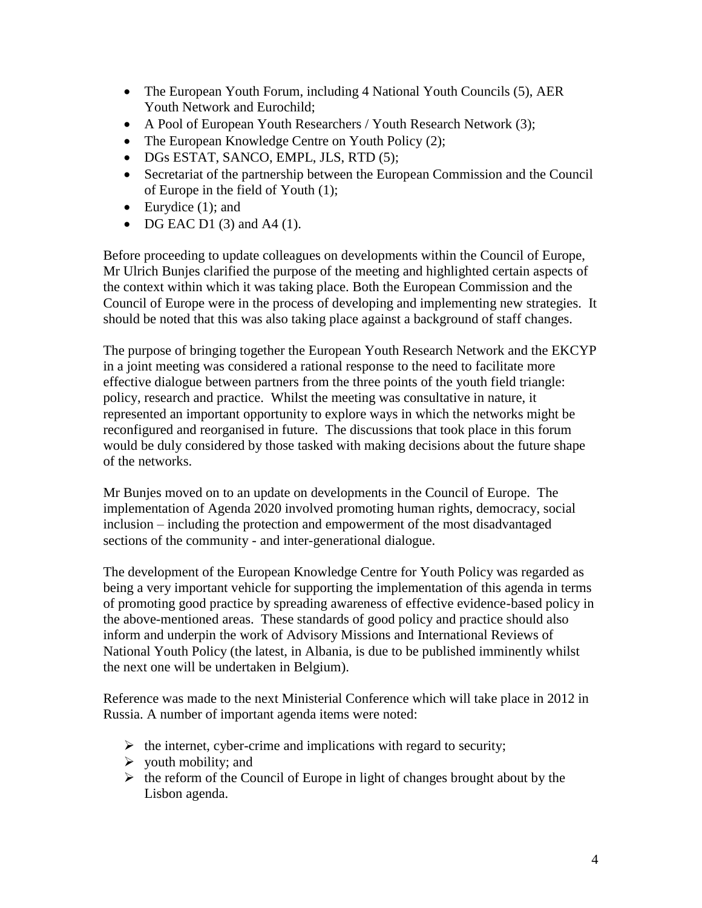- The European Youth Forum, including 4 National Youth Councils (5), AER Youth Network and Eurochild;
- A Pool of European Youth Researchers / Youth Research Network (3);
- The European Knowledge Centre on Youth Policy (2);
- DGs ESTAT, SANCO, EMPL, JLS, RTD (5);
- Secretariat of the partnership between the European Commission and the Council of Europe in the field of Youth (1);
- Eurydice (1); and
- DG EAC D1 (3) and A4 (1).

Before proceeding to update colleagues on developments within the Council of Europe, Mr Ulrich Bunjes clarified the purpose of the meeting and highlighted certain aspects of the context within which it was taking place. Both the European Commission and the Council of Europe were in the process of developing and implementing new strategies. It should be noted that this was also taking place against a background of staff changes.

The purpose of bringing together the European Youth Research Network and the EKCYP in a joint meeting was considered a rational response to the need to facilitate more effective dialogue between partners from the three points of the youth field triangle: policy, research and practice. Whilst the meeting was consultative in nature, it represented an important opportunity to explore ways in which the networks might be reconfigured and reorganised in future. The discussions that took place in this forum would be duly considered by those tasked with making decisions about the future shape of the networks.

Mr Bunjes moved on to an update on developments in the Council of Europe. The implementation of Agenda 2020 involved promoting human rights, democracy, social inclusion – including the protection and empowerment of the most disadvantaged sections of the community - and inter-generational dialogue.

The development of the European Knowledge Centre for Youth Policy was regarded as being a very important vehicle for supporting the implementation of this agenda in terms of promoting good practice by spreading awareness of effective evidence-based policy in the above-mentioned areas. These standards of good policy and practice should also inform and underpin the work of Advisory Missions and International Reviews of National Youth Policy (the latest, in Albania, is due to be published imminently whilst the next one will be undertaken in Belgium).

Reference was made to the next Ministerial Conference which will take place in 2012 in Russia. A number of important agenda items were noted:

- the internet, cyber-crime and implications with regard to security;
- youth mobility; and
- the reform of the Council of Europe in light of changes brought about by the Lisbon agenda.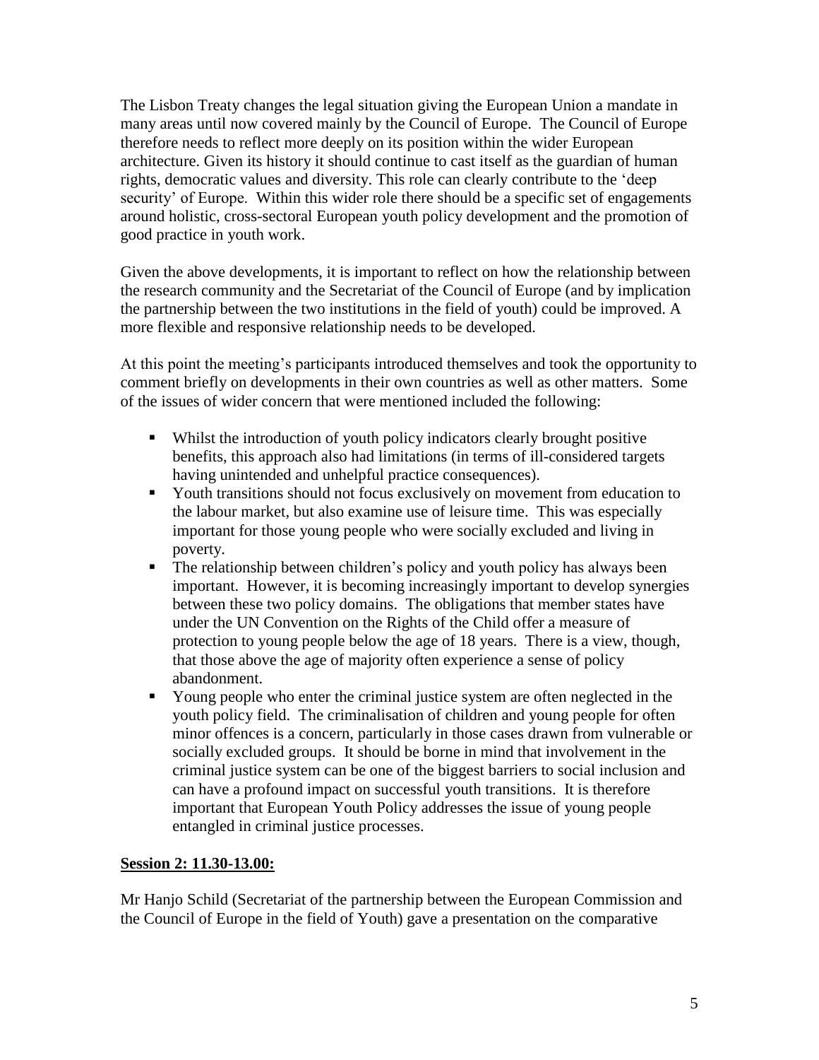The Lisbon Treaty changes the legal situation giving the European Union a mandate in many areas until now covered mainly by the Council of Europe. The Council of Europe therefore needs to reflect more deeply on its position within the wider European architecture. Given its history it should continue to cast itself as the guardian of human rights, democratic values and diversity. This role can clearly contribute to the 'deep security' of Europe. Within this wider role there should be a specific set of engagements around holistic, cross-sectoral European youth policy development and the promotion of good practice in youth work.

Given the above developments, it is important to reflect on how the relationship between the research community and the Secretariat of the Council of Europe (and by implication the partnership between the two institutions in the field of youth) could be improved. A more flexible and responsive relationship needs to be developed.

At this point the meeting's participants introduced themselves and took the opportunity to comment briefly on developments in their own countries as well as other matters. Some of the issues of wider concern that were mentioned included the following:

- Whilst the introduction of youth policy indicators clearly brought positive benefits, this approach also had limitations (in terms of ill-considered targets having unintended and unhelpful practice consequences).
- Youth transitions should not focus exclusively on movement from education to the labour market, but also examine use of leisure time. This was especially important for those young people who were socially excluded and living in poverty.
- The relationship between children's policy and youth policy has always been important. However, it is becoming increasingly important to develop synergies between these two policy domains. The obligations that member states have under the UN Convention on the Rights of the Child offer a measure of protection to young people below the age of 18 years. There is a view, though, that those above the age of majority often experience a sense of policy abandonment.
- Young people who enter the criminal justice system are often neglected in the youth policy field. The criminalisation of children and young people for often minor offences is a concern, particularly in those cases drawn from vulnerable or socially excluded groups. It should be borne in mind that involvement in the criminal justice system can be one of the biggest barriers to social inclusion and can have a profound impact on successful youth transitions. It is therefore important that European Youth Policy addresses the issue of young people entangled in criminal justice processes.

**Session 2: 11.30-13.00:**

Mr Hanjo Schild (Secretariat of the partnership between the European Commission and the Council of Europe in the field of Youth) gave a presentation on the comparative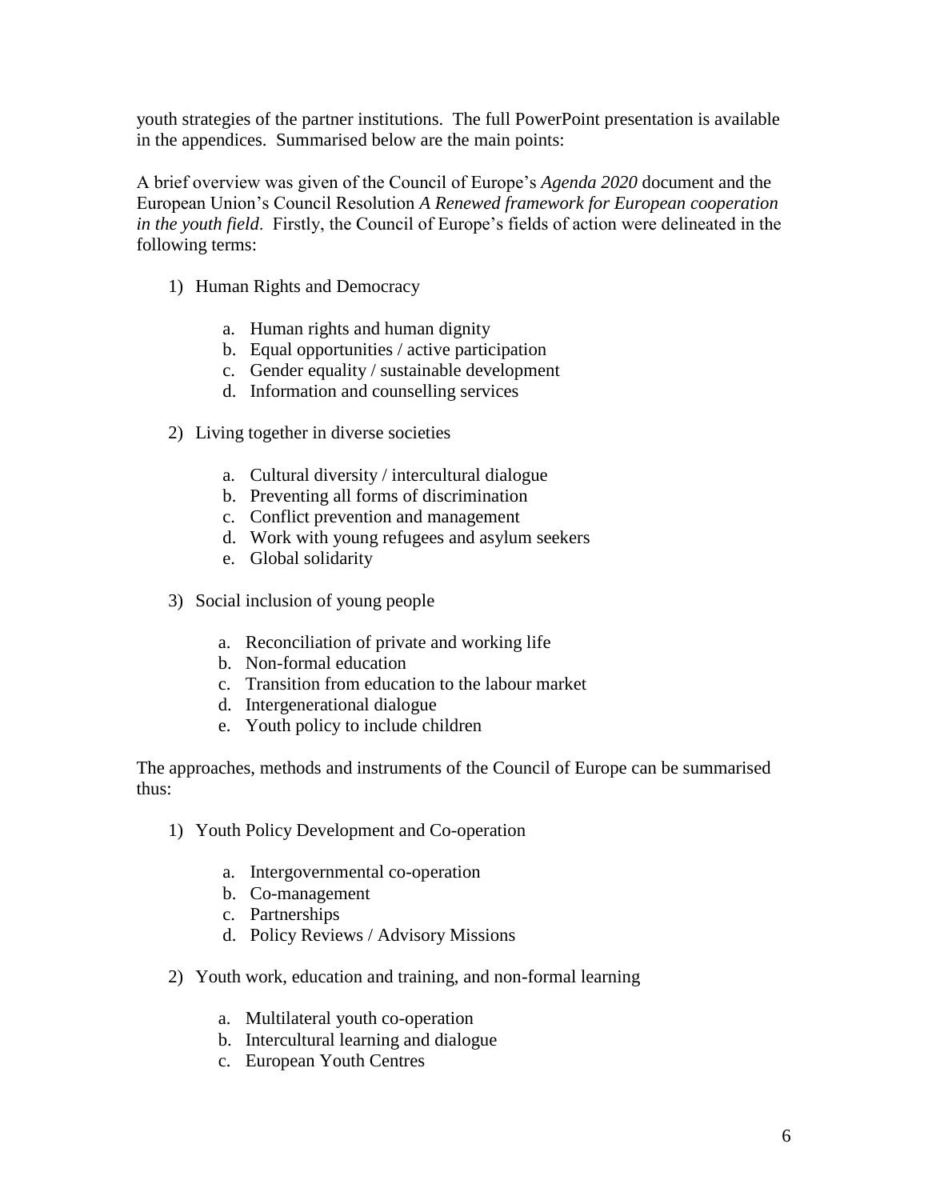youth strategies of the partner institutions. The full PowerPoint presentation is available in the appendices. Summarised below are the main points:

A brief overview was given of the Council of Europe's *Agenda 2020* document and the European Union's Council Resolution *A Renewed framework for European cooperation in the youth field*. Firstly, the Council of Europe's fields of action were delineated in the following terms:

1) Human Rights and Democracy

    a. Human rights and human dignity
    b. Equal opportunities / active participation
    c. Gender equality / sustainable development
    d. Information and counselling services

2) Living together in diverse societies

    a. Cultural diversity / intercultural dialogue
    b. Preventing all forms of discrimination
    c. Conflict prevention and management
    d. Work with young refugees and asylum seekers
    e. Global solidarity

3) Social inclusion of young people

    a. Reconciliation of private and working life
    b. Non-formal education
    c. Transition from education to the labour market
    d. Intergenerational dialogue
    e. Youth policy to include children

The approaches, methods and instruments of the Council of Europe can be summarised thus:

1) Youth Policy Development and Co-operation

    a. Intergovernmental co-operation
    b. Co-management
    c. Partnerships
    d. Policy Reviews / Advisory Missions

2) Youth work, education and training, and non-formal learning

    a. Multilateral youth co-operation
    b. Intercultural learning and dialogue
    c. European Youth Centres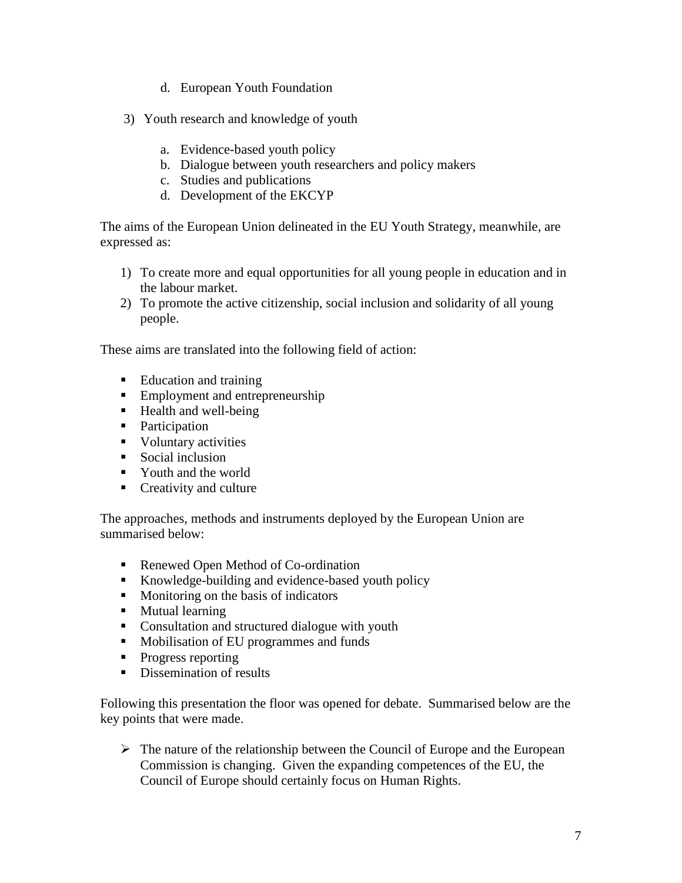d. European Youth Foundation

3) Youth research and knowledge of youth

   a. Evidence-based youth policy
   b. Dialogue between youth researchers and policy makers
   c. Studies and publications
   d. Development of the EKCYP

The aims of the European Union delineated in the EU Youth Strategy, meanwhile, are expressed as:

1) To create more and equal opportunities for all young people in education and in the labour market.
2) To promote the active citizenship, social inclusion and solidarity of all young people.

These aims are translated into the following field of action:

- Education and training
- Employment and entrepreneurship
- Health and well-being
- Participation
- Voluntary activities
- Social inclusion
- Youth and the world
- Creativity and culture

The approaches, methods and instruments deployed by the European Union are summarised below:

- Renewed Open Method of Co-ordination
- Knowledge-building and evidence-based youth policy
- Monitoring on the basis of indicators
- Mutual learning
- Consultation and structured dialogue with youth
- Mobilisation of EU programmes and funds
- Progress reporting
- Dissemination of results

Following this presentation the floor was opened for debate. Summarised below are the key points that were made.

- The nature of the relationship between the Council of Europe and the European Commission is changing. Given the expanding competences of the EU, the Council of Europe should certainly focus on Human Rights.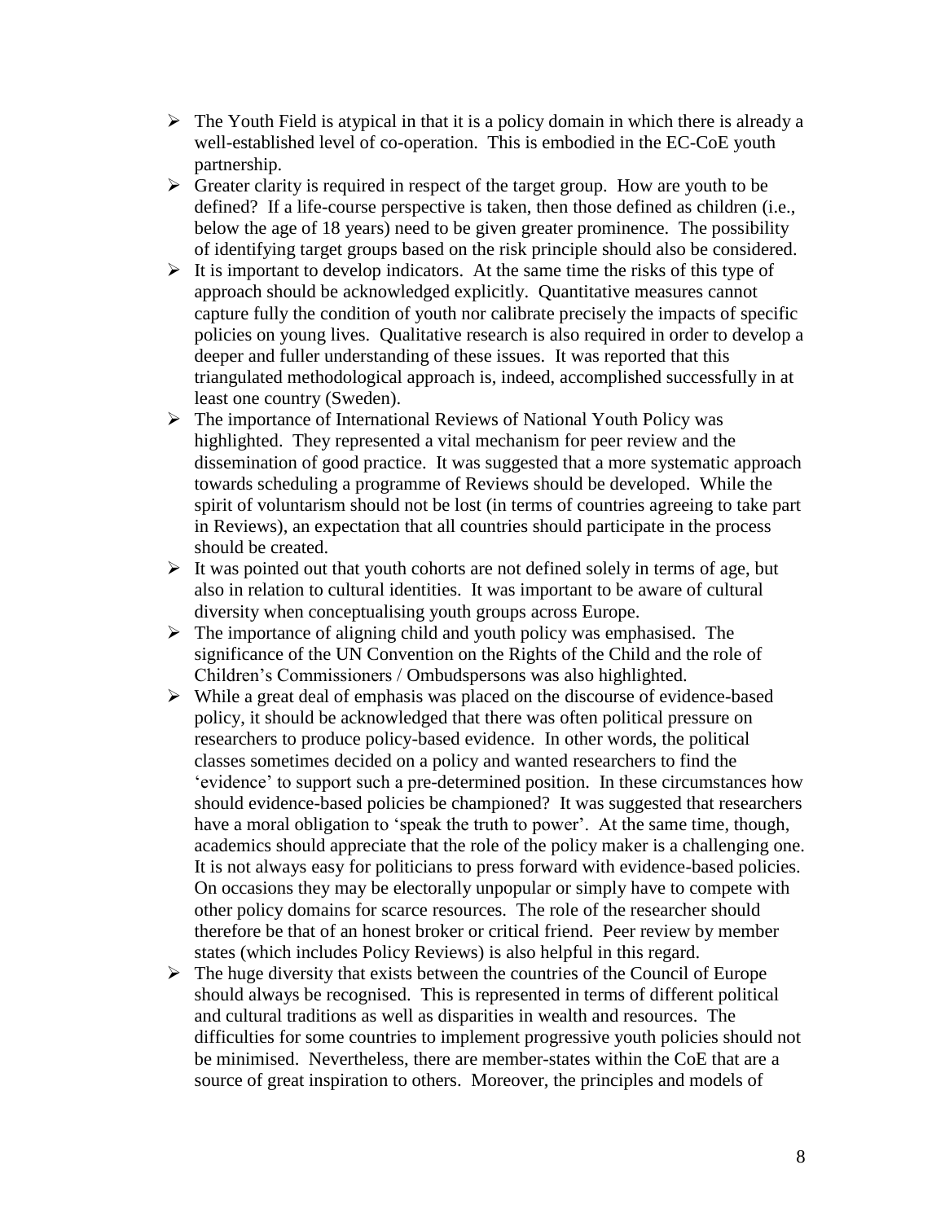- The Youth Field is atypical in that it is a policy domain in which there is already a well-established level of co-operation. This is embodied in the EC-CoE youth partnership.
- Greater clarity is required in respect of the target group. How are youth to be defined? If a life-course perspective is taken, then those defined as children (i.e., below the age of 18 years) need to be given greater prominence. The possibility of identifying target groups based on the risk principle should also be considered.
- It is important to develop indicators. At the same time the risks of this type of approach should be acknowledged explicitly. Quantitative measures cannot capture fully the condition of youth nor calibrate precisely the impacts of specific policies on young lives. Qualitative research is also required in order to develop a deeper and fuller understanding of these issues. It was reported that this triangulated methodological approach is, indeed, accomplished successfully in at least one country (Sweden).
- The importance of International Reviews of National Youth Policy was highlighted. They represented a vital mechanism for peer review and the dissemination of good practice. It was suggested that a more systematic approach towards scheduling a programme of Reviews should be developed. While the spirit of voluntarism should not be lost (in terms of countries agreeing to take part in Reviews), an expectation that all countries should participate in the process should be created.
- It was pointed out that youth cohorts are not defined solely in terms of age, but also in relation to cultural identities. It was important to be aware of cultural diversity when conceptualising youth groups across Europe.
- The importance of aligning child and youth policy was emphasised. The significance of the UN Convention on the Rights of the Child and the role of Children's Commissioners / Ombudspersons was also highlighted.
- While a great deal of emphasis was placed on the discourse of evidence-based policy, it should be acknowledged that there was often political pressure on researchers to produce policy-based evidence. In other words, the political classes sometimes decided on a policy and wanted researchers to find the 'evidence' to support such a pre-determined position. In these circumstances how should evidence-based policies be championed? It was suggested that researchers have a moral obligation to 'speak the truth to power'. At the same time, though, academics should appreciate that the role of the policy maker is a challenging one. It is not always easy for politicians to press forward with evidence-based policies. On occasions they may be electorally unpopular or simply have to compete with other policy domains for scarce resources. The role of the researcher should therefore be that of an honest broker or critical friend. Peer review by member states (which includes Policy Reviews) is also helpful in this regard.
- The huge diversity that exists between the countries of the Council of Europe should always be recognised. This is represented in terms of different political and cultural traditions as well as disparities in wealth and resources. The difficulties for some countries to implement progressive youth policies should not be minimised. Nevertheless, there are member-states within the CoE that are a source of great inspiration to others. Moreover, the principles and models of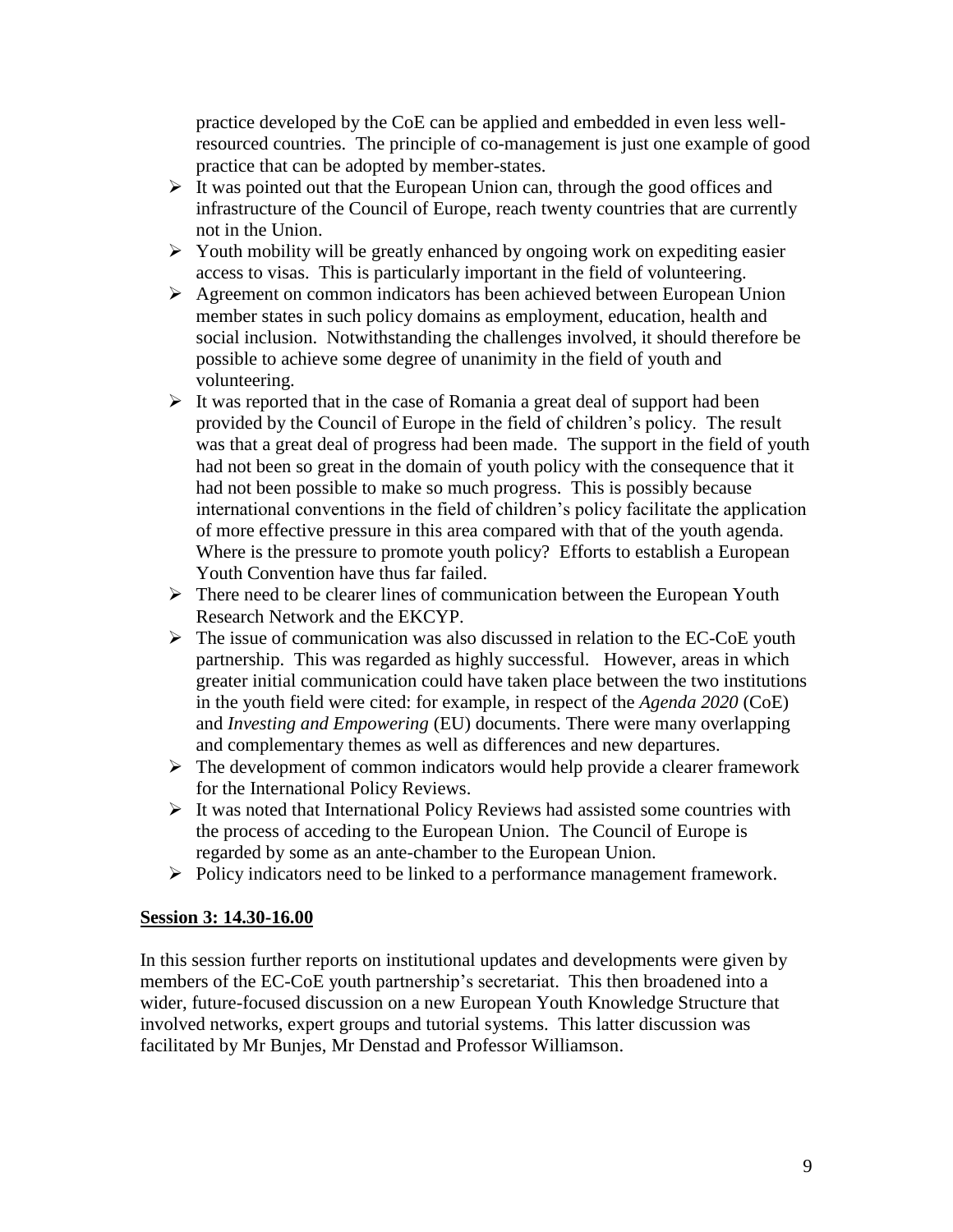practice developed by the CoE can be applied and embedded in even less well-resourced countries. The principle of co-management is just one example of good practice that can be adopted by member-states.

- It was pointed out that the European Union can, through the good offices and infrastructure of the Council of Europe, reach twenty countries that are currently not in the Union.
- Youth mobility will be greatly enhanced by ongoing work on expediting easier access to visas. This is particularly important in the field of volunteering.
- Agreement on common indicators has been achieved between European Union member states in such policy domains as employment, education, health and social inclusion. Notwithstanding the challenges involved, it should therefore be possible to achieve some degree of unanimity in the field of youth and volunteering.
- It was reported that in the case of Romania a great deal of support had been provided by the Council of Europe in the field of children's policy. The result was that a great deal of progress had been made. The support in the field of youth had not been so great in the domain of youth policy with the consequence that it had not been possible to make so much progress. This is possibly because international conventions in the field of children's policy facilitate the application of more effective pressure in this area compared with that of the youth agenda. Where is the pressure to promote youth policy? Efforts to establish a European Youth Convention have thus far failed.
- There need to be clearer lines of communication between the European Youth Research Network and the EKCYP.
- The issue of communication was also discussed in relation to the EC-CoE youth partnership. This was regarded as highly successful. However, areas in which greater initial communication could have taken place between the two institutions in the youth field were cited: for example, in respect of the *Agenda 2020* (CoE) and *Investing and Empowering* (EU) documents. There were many overlapping and complementary themes as well as differences and new departures.
- The development of common indicators would help provide a clearer framework for the International Policy Reviews.
- It was noted that International Policy Reviews had assisted some countries with the process of acceding to the European Union. The Council of Europe is regarded by some as an ante-chamber to the European Union.
- Policy indicators need to be linked to a performance management framework.

**Session 3: 14.30-16.00**

In this session further reports on institutional updates and developments were given by members of the EC-CoE youth partnership's secretariat. This then broadened into a wider, future-focused discussion on a new European Youth Knowledge Structure that involved networks, expert groups and tutorial systems. This latter discussion was facilitated by Mr Bunjes, Mr Denstad and Professor Williamson.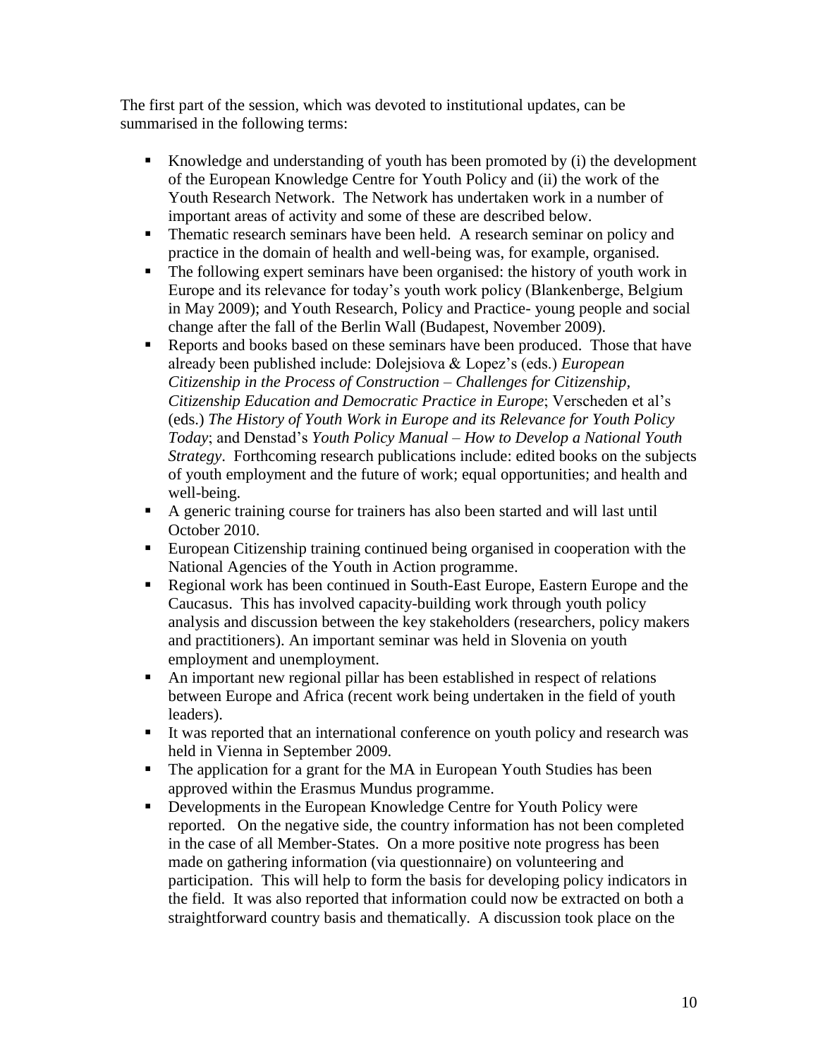The first part of the session, which was devoted to institutional updates, can be summarised in the following terms:

- Knowledge and understanding of youth has been promoted by (i) the development of the European Knowledge Centre for Youth Policy and (ii) the work of the Youth Research Network. The Network has undertaken work in a number of important areas of activity and some of these are described below.
- Thematic research seminars have been held. A research seminar on policy and practice in the domain of health and well-being was, for example, organised.
- The following expert seminars have been organised: the history of youth work in Europe and its relevance for today's youth work policy (Blankenberge, Belgium in May 2009); and Youth Research, Policy and Practice- young people and social change after the fall of the Berlin Wall (Budapest, November 2009).
- Reports and books based on these seminars have been produced. Those that have already been published include: Dolejsiova & Lopez's (eds.) *European Citizenship in the Process of Construction – Challenges for Citizenship, Citizenship Education and Democratic Practice in Europe*; Verscheden et al's (eds.) *The History of Youth Work in Europe and its Relevance for Youth Policy Today*; and Denstad's *Youth Policy Manual – How to Develop a National Youth Strategy*. Forthcoming research publications include: edited books on the subjects of youth employment and the future of work; equal opportunities; and health and well-being.
- A generic training course for trainers has also been started and will last until October 2010.
- European Citizenship training continued being organised in cooperation with the National Agencies of the Youth in Action programme.
- Regional work has been continued in South-East Europe, Eastern Europe and the Caucasus. This has involved capacity-building work through youth policy analysis and discussion between the key stakeholders (researchers, policy makers and practitioners). An important seminar was held in Slovenia on youth employment and unemployment.
- An important new regional pillar has been established in respect of relations between Europe and Africa (recent work being undertaken in the field of youth leaders).
- It was reported that an international conference on youth policy and research was held in Vienna in September 2009.
- The application for a grant for the MA in European Youth Studies has been approved within the Erasmus Mundus programme.
- Developments in the European Knowledge Centre for Youth Policy were reported. On the negative side, the country information has not been completed in the case of all Member-States. On a more positive note progress has been made on gathering information (via questionnaire) on volunteering and participation. This will help to form the basis for developing policy indicators in the field. It was also reported that information could now be extracted on both a straightforward country basis and thematically. A discussion took place on the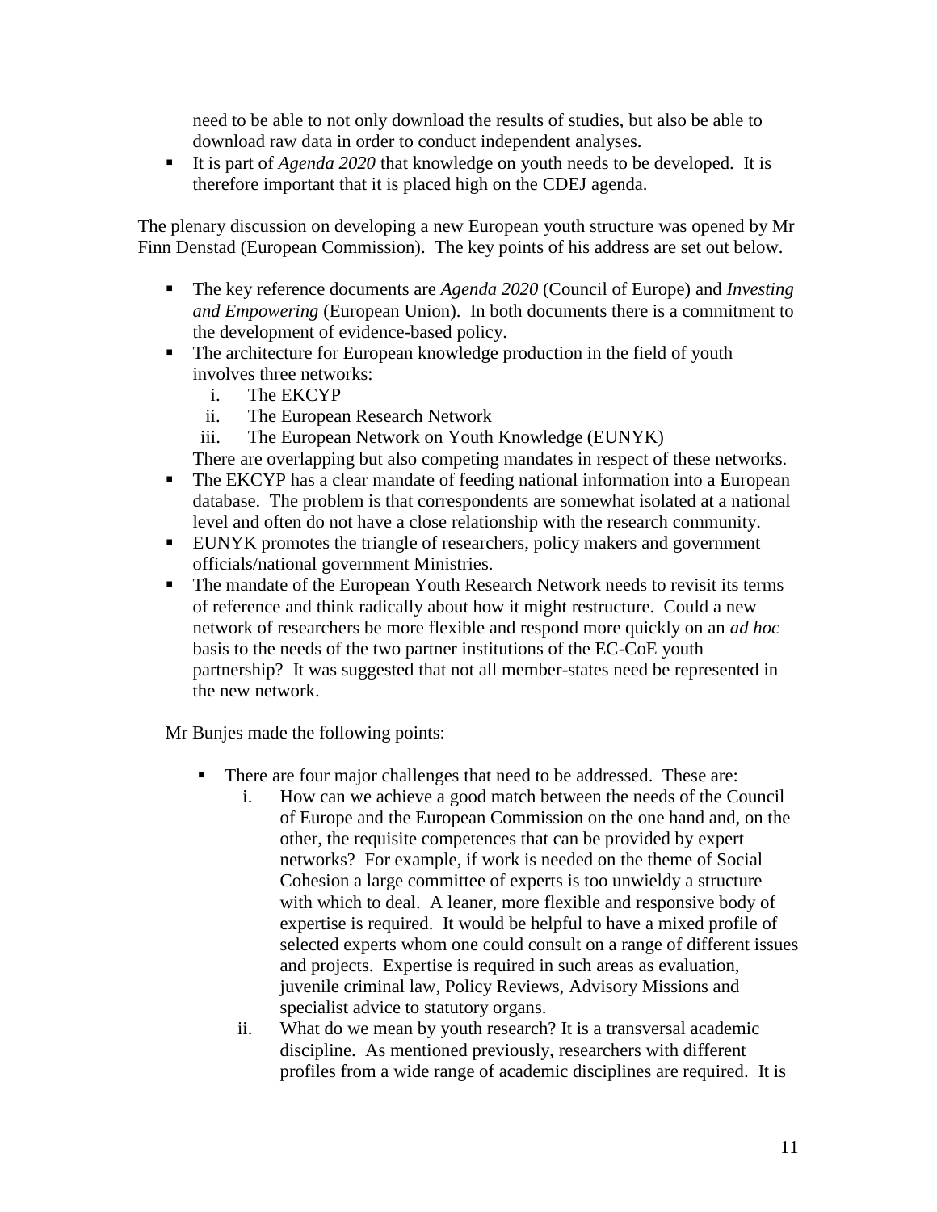need to be able to not only download the results of studies, but also be able to download raw data in order to conduct independent analyses.

- It is part of *Agenda 2020* that knowledge on youth needs to be developed. It is therefore important that it is placed high on the CDEJ agenda.

The plenary discussion on developing a new European youth structure was opened by Mr Finn Denstad (European Commission). The key points of his address are set out below.

- The key reference documents are *Agenda 2020* (Council of Europe) and *Investing and Empowering* (European Union). In both documents there is a commitment to the development of evidence-based policy.
- The architecture for European knowledge production in the field of youth involves three networks:
  1. The EKCYP
  2. The European Research Network
  3. The European Network on Youth Knowledge (EUNYK)

  There are overlapping but also competing mandates in respect of these networks.
- The EKCYP has a clear mandate of feeding national information into a European database. The problem is that correspondents are somewhat isolated at a national level and often do not have a close relationship with the research community.
- EUNYK promotes the triangle of researchers, policy makers and government officials/national government Ministries.
- The mandate of the European Youth Research Network needs to revisit its terms of reference and think radically about how it might restructure. Could a new network of researchers be more flexible and respond more quickly on an *ad hoc* basis to the needs of the two partner institutions of the EC-CoE youth partnership? It was suggested that not all member-states need be represented in the new network.

Mr Bunjes made the following points:

- There are four major challenges that need to be addressed. These are:
  1. How can we achieve a good match between the needs of the Council of Europe and the European Commission on the one hand and, on the other, the requisite competences that can be provided by expert networks? For example, if work is needed on the theme of Social Cohesion a large committee of experts is too unwieldy a structure with which to deal. A leaner, more flexible and responsive body of expertise is required. It would be helpful to have a mixed profile of selected experts whom one could consult on a range of different issues and projects. Expertise is required in such areas as evaluation, juvenile criminal law, Policy Reviews, Advisory Missions and specialist advice to statutory organs.
  2. What do we mean by youth research? It is a transversal academic discipline. As mentioned previously, researchers with different profiles from a wide range of academic disciplines are required. It is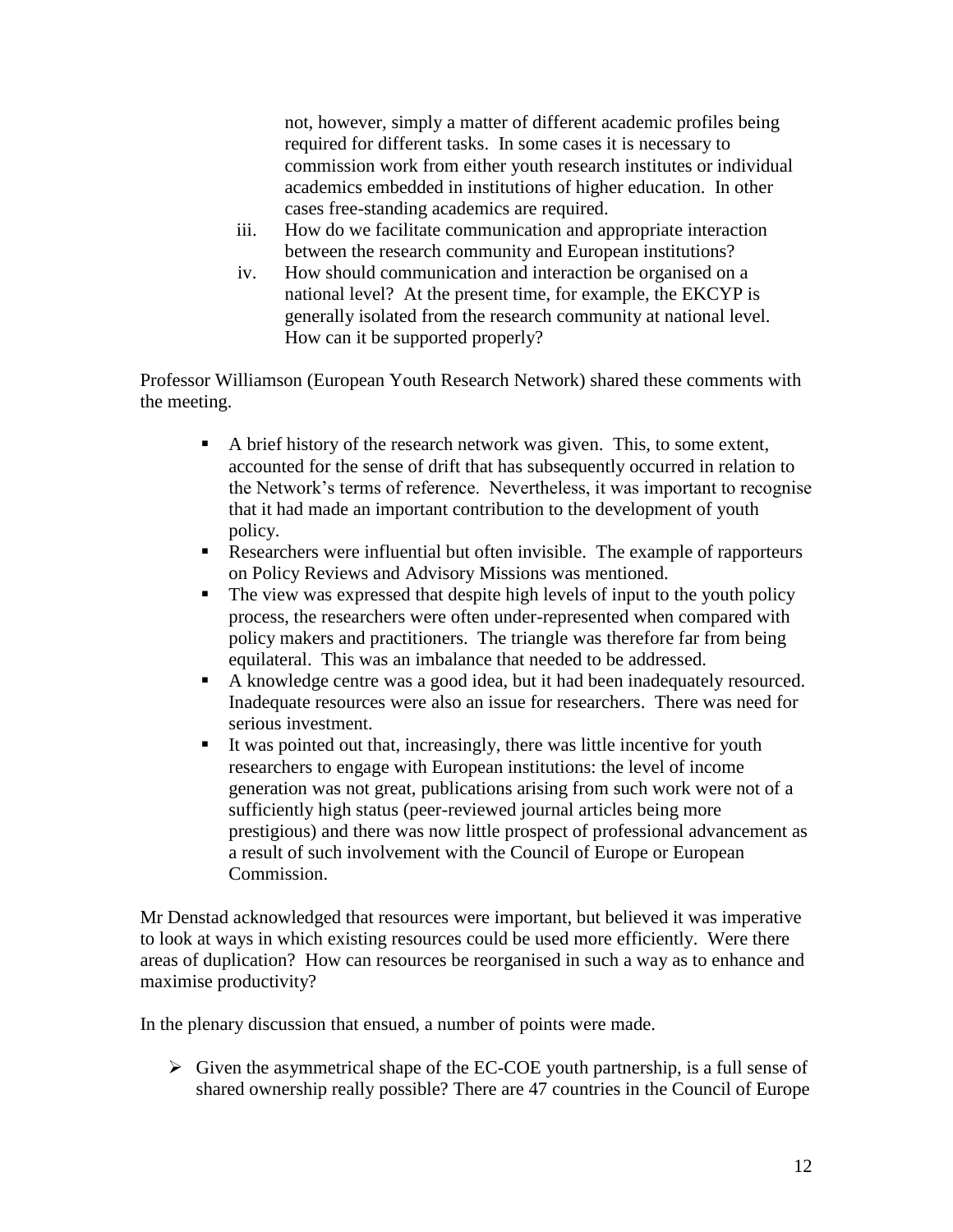not, however, simply a matter of different academic profiles being required for different tasks. In some cases it is necessary to commission work from either youth research institutes or individual academics embedded in institutions of higher education. In other cases free-standing academics are required.

iii. How do we facilitate communication and appropriate interaction between the research community and European institutions?

iv. How should communication and interaction be organised on a national level? At the present time, for example, the EKCYP is generally isolated from the research community at national level. How can it be supported properly?

Professor Williamson (European Youth Research Network) shared these comments with the meeting.

- A brief history of the research network was given. This, to some extent, accounted for the sense of drift that has subsequently occurred in relation to the Network's terms of reference. Nevertheless, it was important to recognise that it had made an important contribution to the development of youth policy.
- Researchers were influential but often invisible. The example of rapporteurs on Policy Reviews and Advisory Missions was mentioned.
- The view was expressed that despite high levels of input to the youth policy process, the researchers were often under-represented when compared with policy makers and practitioners. The triangle was therefore far from being equilateral. This was an imbalance that needed to be addressed.
- A knowledge centre was a good idea, but it had been inadequately resourced. Inadequate resources were also an issue for researchers. There was need for serious investment.
- It was pointed out that, increasingly, there was little incentive for youth researchers to engage with European institutions: the level of income generation was not great, publications arising from such work were not of a sufficiently high status (peer-reviewed journal articles being more prestigious) and there was now little prospect of professional advancement as a result of such involvement with the Council of Europe or European Commission.

Mr Denstad acknowledged that resources were important, but believed it was imperative to look at ways in which existing resources could be used more efficiently. Were there areas of duplication? How can resources be reorganised in such a way as to enhance and maximise productivity?

In the plenary discussion that ensued, a number of points were made.

- Given the asymmetrical shape of the EC-COE youth partnership, is a full sense of shared ownership really possible? There are 47 countries in the Council of Europe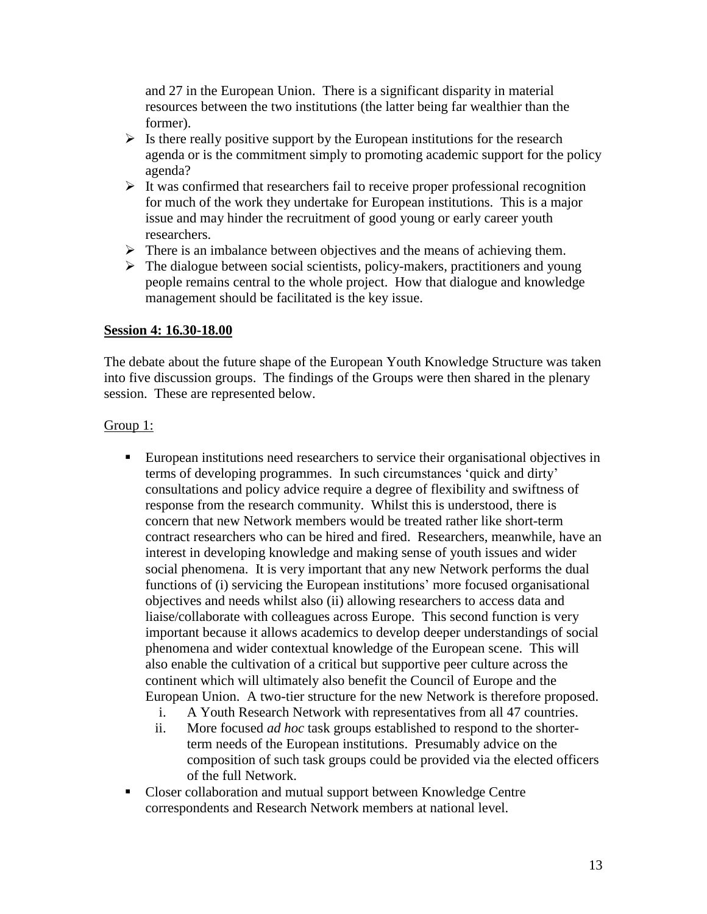and 27 in the European Union. There is a significant disparity in material resources between the two institutions (the latter being far wealthier than the former).

- Is there really positive support by the European institutions for the research agenda or is the commitment simply to promoting academic support for the policy agenda?
- It was confirmed that researchers fail to receive proper professional recognition for much of the work they undertake for European institutions. This is a major issue and may hinder the recruitment of good young or early career youth researchers.
- There is an imbalance between objectives and the means of achieving them.
- The dialogue between social scientists, policy-makers, practitioners and young people remains central to the whole project. How that dialogue and knowledge management should be facilitated is the key issue.

**Session 4: 16.30-18.00**

The debate about the future shape of the European Youth Knowledge Structure was taken into five discussion groups. The findings of the Groups were then shared in the plenary session. These are represented below.

Group 1:

- European institutions need researchers to service their organisational objectives in terms of developing programmes. In such circumstances 'quick and dirty' consultations and policy advice require a degree of flexibility and swiftness of response from the research community. Whilst this is understood, there is concern that new Network members would be treated rather like short-term contract researchers who can be hired and fired. Researchers, meanwhile, have an interest in developing knowledge and making sense of youth issues and wider social phenomena. It is very important that any new Network performs the dual functions of (i) servicing the European institutions' more focused organisational objectives and needs whilst also (ii) allowing researchers to access data and liaise/collaborate with colleagues across Europe. This second function is very important because it allows academics to develop deeper understandings of social phenomena and wider contextual knowledge of the European scene. This will also enable the cultivation of a critical but supportive peer culture across the continent which will ultimately also benefit the Council of Europe and the European Union. A two-tier structure for the new Network is therefore proposed.
    i. A Youth Research Network with representatives from all 47 countries.
    ii. More focused *ad hoc* task groups established to respond to the shorter-term needs of the European institutions. Presumably advice on the composition of such task groups could be provided via the elected officers of the full Network.
- Closer collaboration and mutual support between Knowledge Centre correspondents and Research Network members at national level.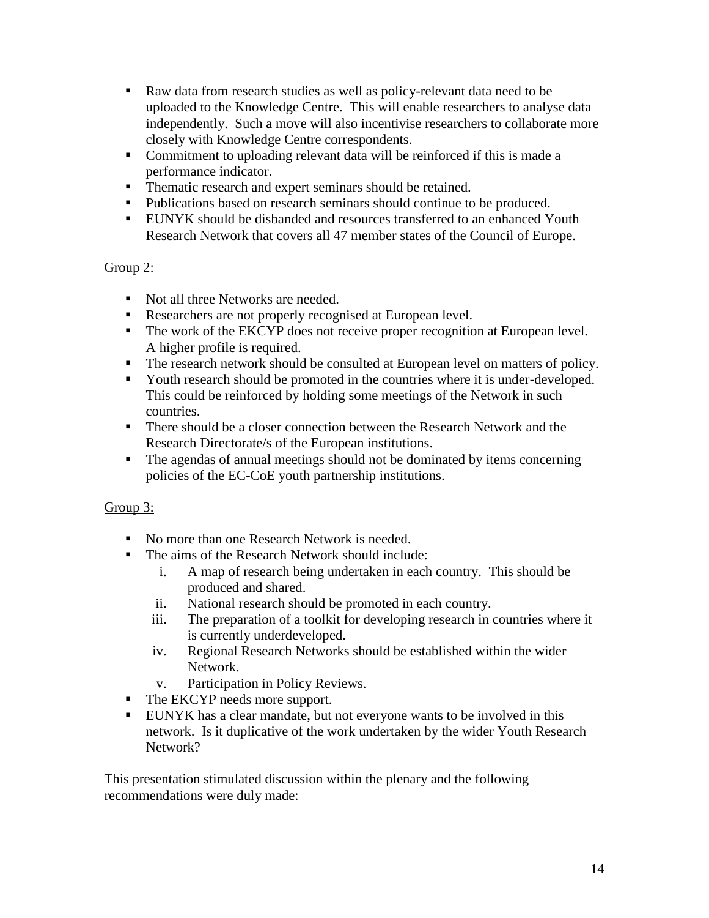- Raw data from research studies as well as policy-relevant data need to be uploaded to the Knowledge Centre. This will enable researchers to analyse data independently. Such a move will also incentivise researchers to collaborate more closely with Knowledge Centre correspondents.
- Commitment to uploading relevant data will be reinforced if this is made a performance indicator.
- Thematic research and expert seminars should be retained.
- Publications based on research seminars should continue to be produced.
- EUNYK should be disbanded and resources transferred to an enhanced Youth Research Network that covers all 47 member states of the Council of Europe.

Group 2:

- Not all three Networks are needed.
- Researchers are not properly recognised at European level.
- The work of the EKCYP does not receive proper recognition at European level. A higher profile is required.
- The research network should be consulted at European level on matters of policy.
- Youth research should be promoted in the countries where it is under-developed. This could be reinforced by holding some meetings of the Network in such countries.
- There should be a closer connection between the Research Network and the Research Directorate/s of the European institutions.
- The agendas of annual meetings should not be dominated by items concerning policies of the EC-CoE youth partnership institutions.

Group 3:

- No more than one Research Network is needed.
- The aims of the Research Network should include:
    i. A map of research being undertaken in each country. This should be produced and shared.
    ii. National research should be promoted in each country.
    iii. The preparation of a toolkit for developing research in countries where it is currently underdeveloped.
    iv. Regional Research Networks should be established within the wider Network.
    v. Participation in Policy Reviews.
- The EKCYP needs more support.
- EUNYK has a clear mandate, but not everyone wants to be involved in this network. Is it duplicative of the work undertaken by the wider Youth Research Network?

This presentation stimulated discussion within the plenary and the following recommendations were duly made: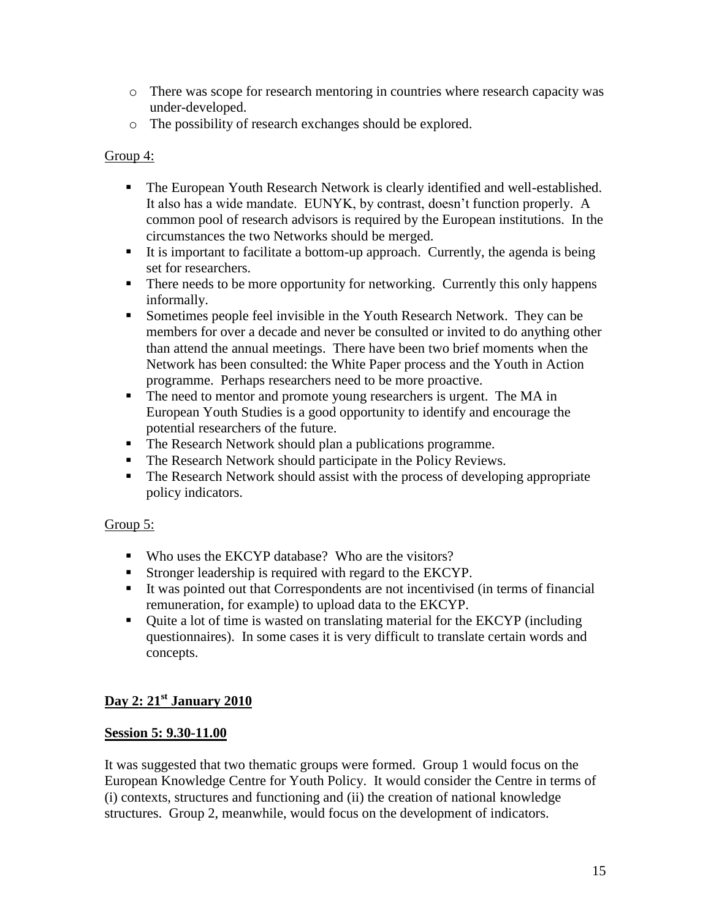- There was scope for research mentoring in countries where research capacity was under-developed.
- The possibility of research exchanges should be explored.

Group 4:

- The European Youth Research Network is clearly identified and well-established. It also has a wide mandate. EUNYK, by contrast, doesn't function properly. A common pool of research advisors is required by the European institutions. In the circumstances the two Networks should be merged.
- It is important to facilitate a bottom-up approach. Currently, the agenda is being set for researchers.
- There needs to be more opportunity for networking. Currently this only happens informally.
- Sometimes people feel invisible in the Youth Research Network. They can be members for over a decade and never be consulted or invited to do anything other than attend the annual meetings. There have been two brief moments when the Network has been consulted: the White Paper process and the Youth in Action programme. Perhaps researchers need to be more proactive.
- The need to mentor and promote young researchers is urgent. The MA in European Youth Studies is a good opportunity to identify and encourage the potential researchers of the future.
- The Research Network should plan a publications programme.
- The Research Network should participate in the Policy Reviews.
- The Research Network should assist with the process of developing appropriate policy indicators.

Group 5:

- Who uses the EKCYP database? Who are the visitors?
- Stronger leadership is required with regard to the EKCYP.
- It was pointed out that Correspondents are not incentivised (in terms of financial remuneration, for example) to upload data to the EKCYP.
- Quite a lot of time is wasted on translating material for the EKCYP (including questionnaires). In some cases it is very difficult to translate certain words and concepts.

**Day 2: 21st January 2010**

**Session 5: 9.30-11.00**

It was suggested that two thematic groups were formed. Group 1 would focus on the European Knowledge Centre for Youth Policy. It would consider the Centre in terms of (i) contexts, structures and functioning and (ii) the creation of national knowledge structures. Group 2, meanwhile, would focus on the development of indicators.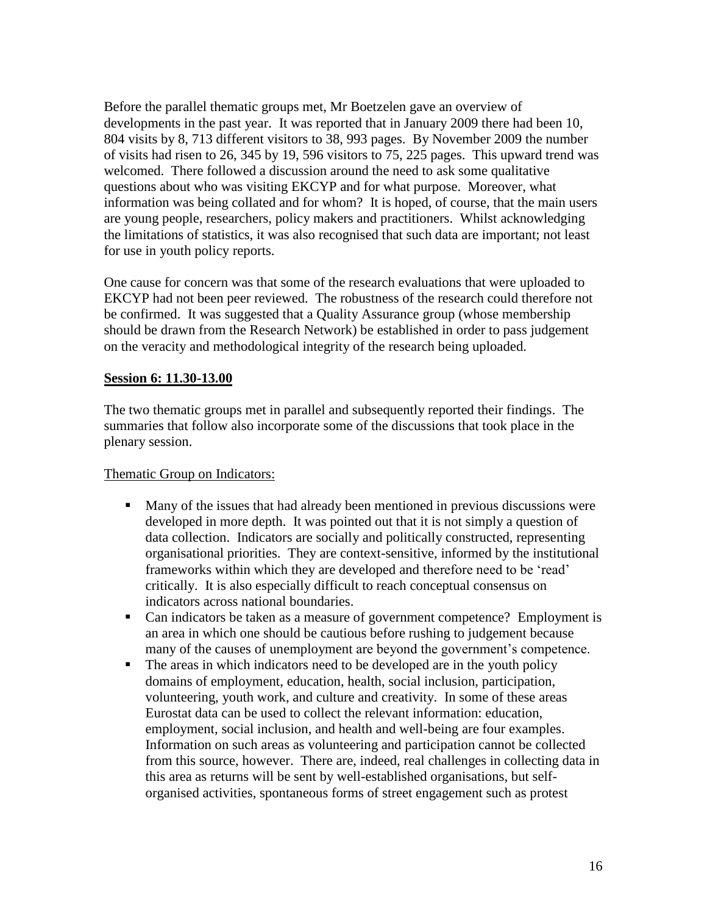Before the parallel thematic groups met, Mr Boetzelen gave an overview of developments in the past year. It was reported that in January 2009 there had been 10, 804 visits by 8, 713 different visitors to 38, 993 pages. By November 2009 the number of visits had risen to 26, 345 by 19, 596 visitors to 75, 225 pages. This upward trend was welcomed. There followed a discussion around the need to ask some qualitative questions about who was visiting EKCYP and for what purpose. Moreover, what information was being collated and for whom? It is hoped, of course, that the main users are young people, researchers, policy makers and practitioners. Whilst acknowledging the limitations of statistics, it was also recognised that such data are important; not least for use in youth policy reports.

One cause for concern was that some of the research evaluations that were uploaded to EKCYP had not been peer reviewed. The robustness of the research could therefore not be confirmed. It was suggested that a Quality Assurance group (whose membership should be drawn from the Research Network) be established in order to pass judgement on the veracity and methodological integrity of the research being uploaded.

**Session 6: 11.30-13.00**

The two thematic groups met in parallel and subsequently reported their findings. The summaries that follow also incorporate some of the discussions that took place in the plenary session.

Thematic Group on Indicators:

- Many of the issues that had already been mentioned in previous discussions were developed in more depth. It was pointed out that it is not simply a question of data collection. Indicators are socially and politically constructed, representing organisational priorities. They are context-sensitive, informed by the institutional frameworks within which they are developed and therefore need to be 'read' critically. It is also especially difficult to reach conceptual consensus on indicators across national boundaries.
- Can indicators be taken as a measure of government competence? Employment is an area in which one should be cautious before rushing to judgement because many of the causes of unemployment are beyond the government's competence.
- The areas in which indicators need to be developed are in the youth policy domains of employment, education, health, social inclusion, participation, volunteering, youth work, and culture and creativity. In some of these areas Eurostat data can be used to collect the relevant information: education, employment, social inclusion, and health and well-being are four examples. Information on such areas as volunteering and participation cannot be collected from this source, however. There are, indeed, real challenges in collecting data in this area as returns will be sent by well-established organisations, but self-organised activities, spontaneous forms of street engagement such as protest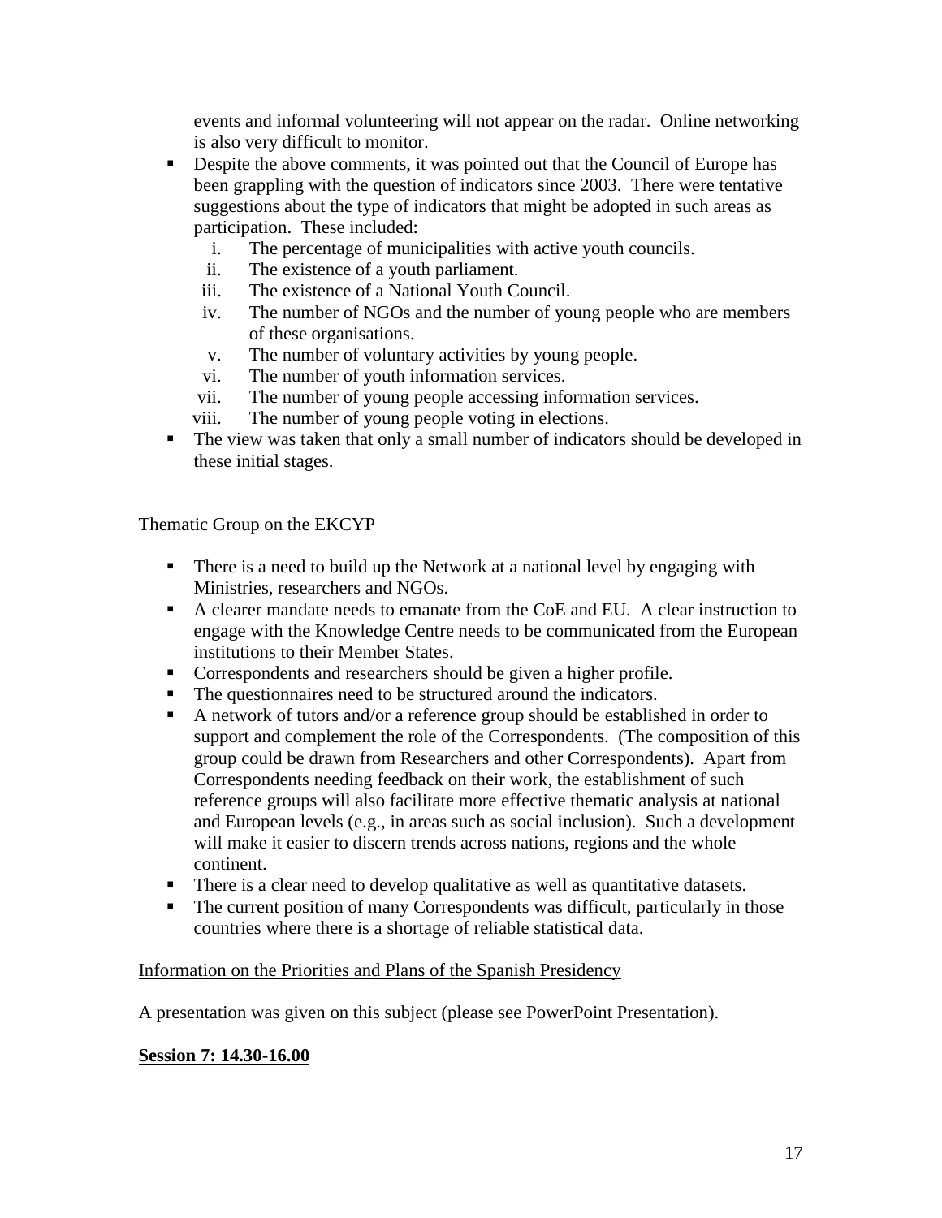events and informal volunteering will not appear on the radar. Online networking is also very difficult to monitor.

- Despite the above comments, it was pointed out that the Council of Europe has been grappling with the question of indicators since 2003. There were tentative suggestions about the type of indicators that might be adopted in such areas as participation. These included:
    1. The percentage of municipalities with active youth councils.
    2. The existence of a youth parliament.
    3. The existence of a National Youth Council.
    4. The number of NGOs and the number of young people who are members of these organisations.
    5. The number of voluntary activities by young people.
    6. The number of youth information services.
    7. The number of young people accessing information services.
    8. The number of young people voting in elections.
- The view was taken that only a small number of indicators should be developed in these initial stages.

Thematic Group on the EKCYP

- There is a need to build up the Network at a national level by engaging with Ministries, researchers and NGOs.
- A clearer mandate needs to emanate from the CoE and EU. A clear instruction to engage with the Knowledge Centre needs to be communicated from the European institutions to their Member States.
- Correspondents and researchers should be given a higher profile.
- The questionnaires need to be structured around the indicators.
- A network of tutors and/or a reference group should be established in order to support and complement the role of the Correspondents. (The composition of this group could be drawn from Researchers and other Correspondents). Apart from Correspondents needing feedback on their work, the establishment of such reference groups will also facilitate more effective thematic analysis at national and European levels (e.g., in areas such as social inclusion). Such a development will make it easier to discern trends across nations, regions and the whole continent.
- There is a clear need to develop qualitative as well as quantitative datasets.
- The current position of many Correspondents was difficult, particularly in those countries where there is a shortage of reliable statistical data.

Information on the Priorities and Plans of the Spanish Presidency

A presentation was given on this subject (please see PowerPoint Presentation).

**Session 7: 14.30-16.00**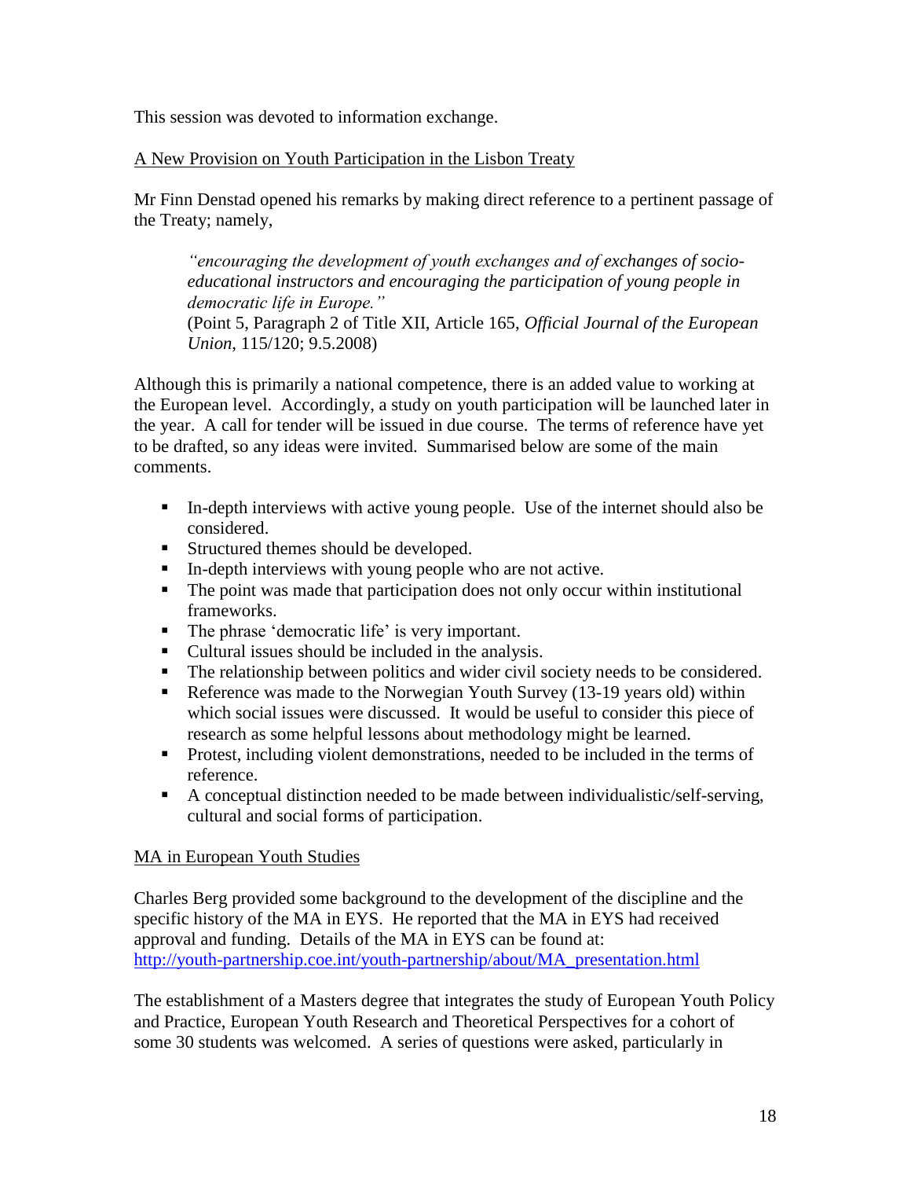This session was devoted to information exchange.

<u>A New Provision on Youth Participation in the Lisbon Treaty</u>

Mr Finn Denstad opened his remarks by making direct reference to a pertinent passage of the Treaty; namely,

> *"encouraging the development of youth exchanges and of exchanges of socio-educational instructors and encouraging the participation of young people in democratic life in Europe."*
> (Point 5, Paragraph 2 of Title XII, Article 165, *Official Journal of the European Union*, 115/120; 9.5.2008)

Although this is primarily a national competence, there is an added value to working at the European level. Accordingly, a study on youth participation will be launched later in the year. A call for tender will be issued in due course. The terms of reference have yet to be drafted, so any ideas were invited. Summarised below are some of the main comments.

- In-depth interviews with active young people. Use of the internet should also be considered.
- Structured themes should be developed.
- In-depth interviews with young people who are not active.
- The point was made that participation does not only occur within institutional frameworks.
- The phrase 'democratic life' is very important.
- Cultural issues should be included in the analysis.
- The relationship between politics and wider civil society needs to be considered.
- Reference was made to the Norwegian Youth Survey (13-19 years old) within which social issues were discussed. It would be useful to consider this piece of research as some helpful lessons about methodology might be learned.
- Protest, including violent demonstrations, needed to be included in the terms of reference.
- A conceptual distinction needed to be made between individualistic/self-serving, cultural and social forms of participation.

<u>MA in European Youth Studies</u>

Charles Berg provided some background to the development of the discipline and the specific history of the MA in EYS. He reported that the MA in EYS had received approval and funding. Details of the MA in EYS can be found at:
[http://youth-partnership.coe.int/youth-partnership/about/MA_presentation.html](http://youth-partnership.coe.int/youth-partnership/about/MA_presentation.html)

The establishment of a Masters degree that integrates the study of European Youth Policy and Practice, European Youth Research and Theoretical Perspectives for a cohort of some 30 students was welcomed. A series of questions were asked, particularly in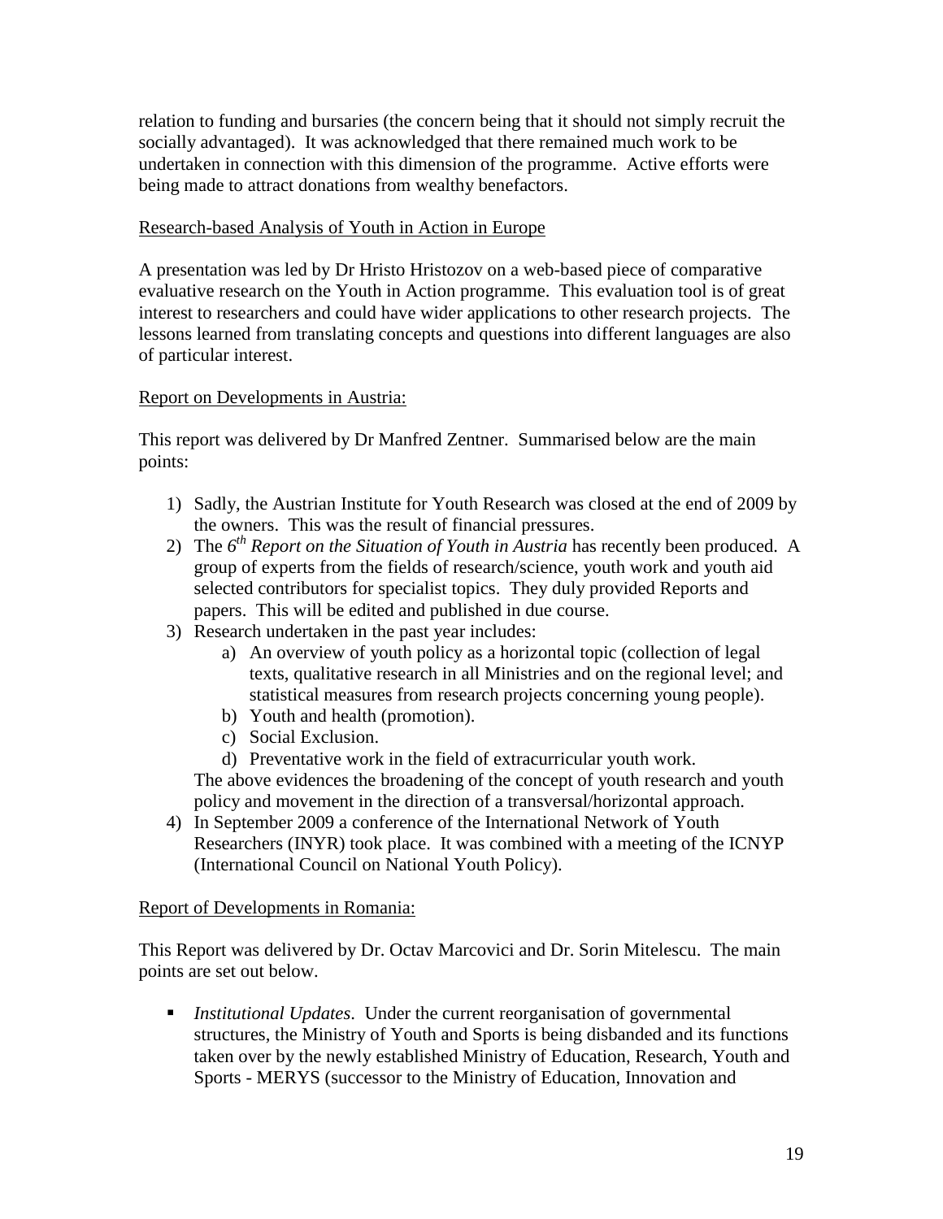relation to funding and bursaries (the concern being that it should not simply recruit the socially advantaged). It was acknowledged that there remained much work to be undertaken in connection with this dimension of the programme. Active efforts were being made to attract donations from wealthy benefactors.

<u>Research-based Analysis of Youth in Action in Europe</u>

A presentation was led by Dr Hristo Hristozov on a web-based piece of comparative evaluative research on the Youth in Action programme. This evaluation tool is of great interest to researchers and could have wider applications to other research projects. The lessons learned from translating concepts and questions into different languages are also of particular interest.

<u>Report on Developments in Austria:</u>

This report was delivered by Dr Manfred Zentner. Summarised below are the main points:

1) Sadly, the Austrian Institute for Youth Research was closed at the end of 2009 by the owners. This was the result of financial pressures.
2) The *6th Report on the Situation of Youth in Austria* has recently been produced. A group of experts from the fields of research/science, youth work and youth aid selected contributors for specialist topics. They duly provided Reports and papers. This will be edited and published in due course.
3) Research undertaken in the past year includes:
    a) An overview of youth policy as a horizontal topic (collection of legal texts, qualitative research in all Ministries and on the regional level; and statistical measures from research projects concerning young people).
    b) Youth and health (promotion).
    c) Social Exclusion.
    d) Preventative work in the field of extracurricular youth work.

    The above evidences the broadening of the concept of youth research and youth policy and movement in the direction of a transversal/horizontal approach.
4) In September 2009 a conference of the International Network of Youth Researchers (INYR) took place. It was combined with a meeting of the ICNYP (International Council on National Youth Policy).

<u>Report of Developments in Romania:</u>

This Report was delivered by Dr. Octav Marcovici and Dr. Sorin Mitelescu. The main points are set out below.

- *Institutional Updates*. Under the current reorganisation of governmental structures, the Ministry of Youth and Sports is being disbanded and its functions taken over by the newly established Ministry of Education, Research, Youth and Sports - MERYS (successor to the Ministry of Education, Innovation and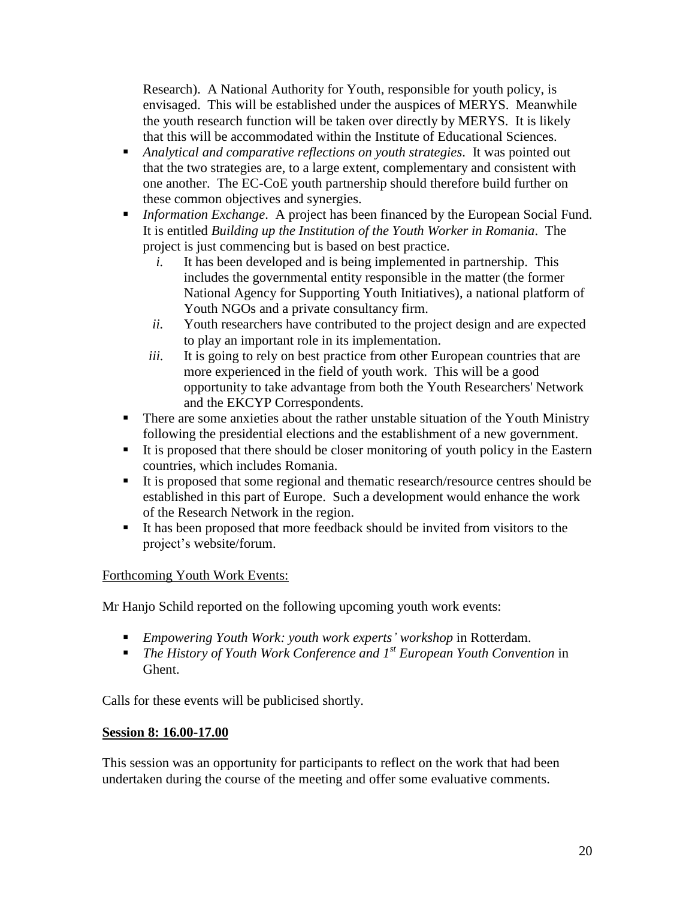Research). A National Authority for Youth, responsible for youth policy, is envisaged. This will be established under the auspices of MERYS. Meanwhile the youth research function will be taken over directly by MERYS. It is likely that this will be accommodated within the Institute of Educational Sciences.

- *Analytical and comparative reflections on youth strategies*. It was pointed out that the two strategies are, to a large extent, complementary and consistent with one another. The EC-CoE youth partnership should therefore build further on these common objectives and synergies.
- *Information Exchange*. A project has been financed by the European Social Fund. It is entitled *Building up the Institution of the Youth Worker in Romania*. The project is just commencing but is based on best practice.
  - *i.* It has been developed and is being implemented in partnership. This includes the governmental entity responsible in the matter (the former National Agency for Supporting Youth Initiatives), a national platform of Youth NGOs and a private consultancy firm.
  - *ii.* Youth researchers have contributed to the project design and are expected to play an important role in its implementation.
  - *iii.* It is going to rely on best practice from other European countries that are more experienced in the field of youth work. This will be a good opportunity to take advantage from both the Youth Researchers' Network and the EKCYP Correspondents.
- There are some anxieties about the rather unstable situation of the Youth Ministry following the presidential elections and the establishment of a new government.
- It is proposed that there should be closer monitoring of youth policy in the Eastern countries, which includes Romania.
- It is proposed that some regional and thematic research/resource centres should be established in this part of Europe. Such a development would enhance the work of the Research Network in the region.
- It has been proposed that more feedback should be invited from visitors to the project's website/forum.

Forthcoming Youth Work Events:

Mr Hanjo Schild reported on the following upcoming youth work events:

- *Empowering Youth Work: youth work experts' workshop* in Rotterdam.
- *The History of Youth Work Conference and 1st European Youth Convention* in Ghent.

Calls for these events will be publicised shortly.

**Session 8: 16.00-17.00**

This session was an opportunity for participants to reflect on the work that had been undertaken during the course of the meeting and offer some evaluative comments.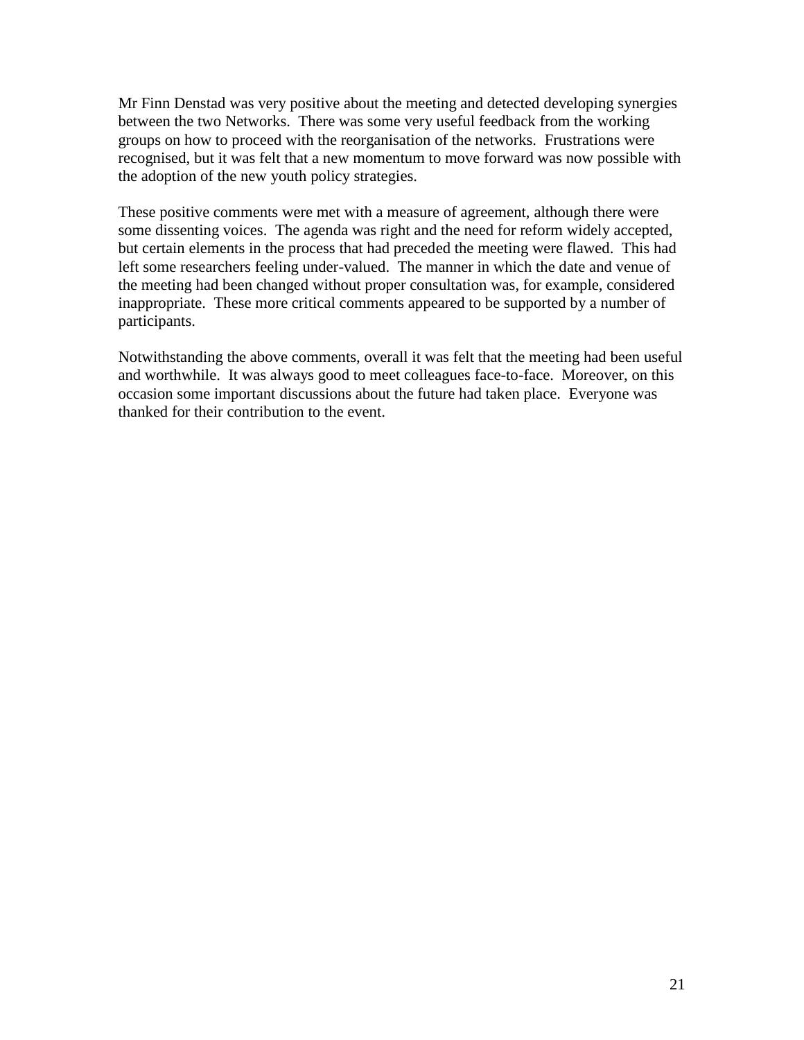Mr Finn Denstad was very positive about the meeting and detected developing synergies between the two Networks. There was some very useful feedback from the working groups on how to proceed with the reorganisation of the networks. Frustrations were recognised, but it was felt that a new momentum to move forward was now possible with the adoption of the new youth policy strategies.

These positive comments were met with a measure of agreement, although there were some dissenting voices. The agenda was right and the need for reform widely accepted, but certain elements in the process that had preceded the meeting were flawed. This had left some researchers feeling under-valued. The manner in which the date and venue of the meeting had been changed without proper consultation was, for example, considered inappropriate. These more critical comments appeared to be supported by a number of participants.

Notwithstanding the above comments, overall it was felt that the meeting had been useful and worthwhile. It was always good to meet colleagues face-to-face. Moreover, on this occasion some important discussions about the future had taken place. Everyone was thanked for their contribution to the event.